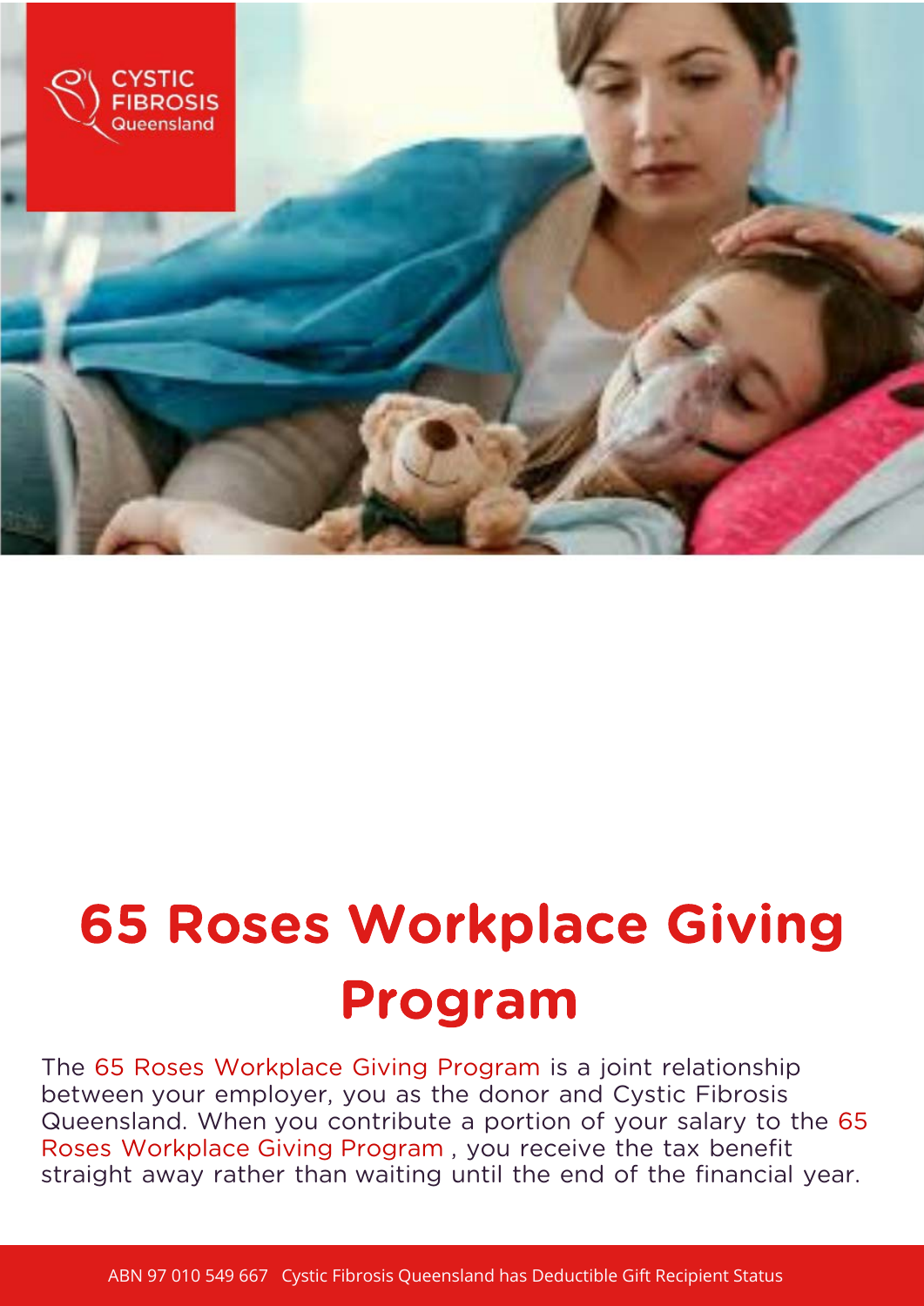CYSTIC FIBROSIS Queensland

# 65 Roses Workplace Giving Program

The 65 Roses Workplace Giving Program is a joint relationship between your employer, you as the donor and Cystic Fibrosis Queensland. When you contribute a portion of your salary to the 65 Roses Workplace Giving Program , you receive the tax benefit straight away rather than waiting until the end of the financial year.

ABN 97 010 549 667 Cystic Fibrosis Queensland has Deductible Gift Recipient Status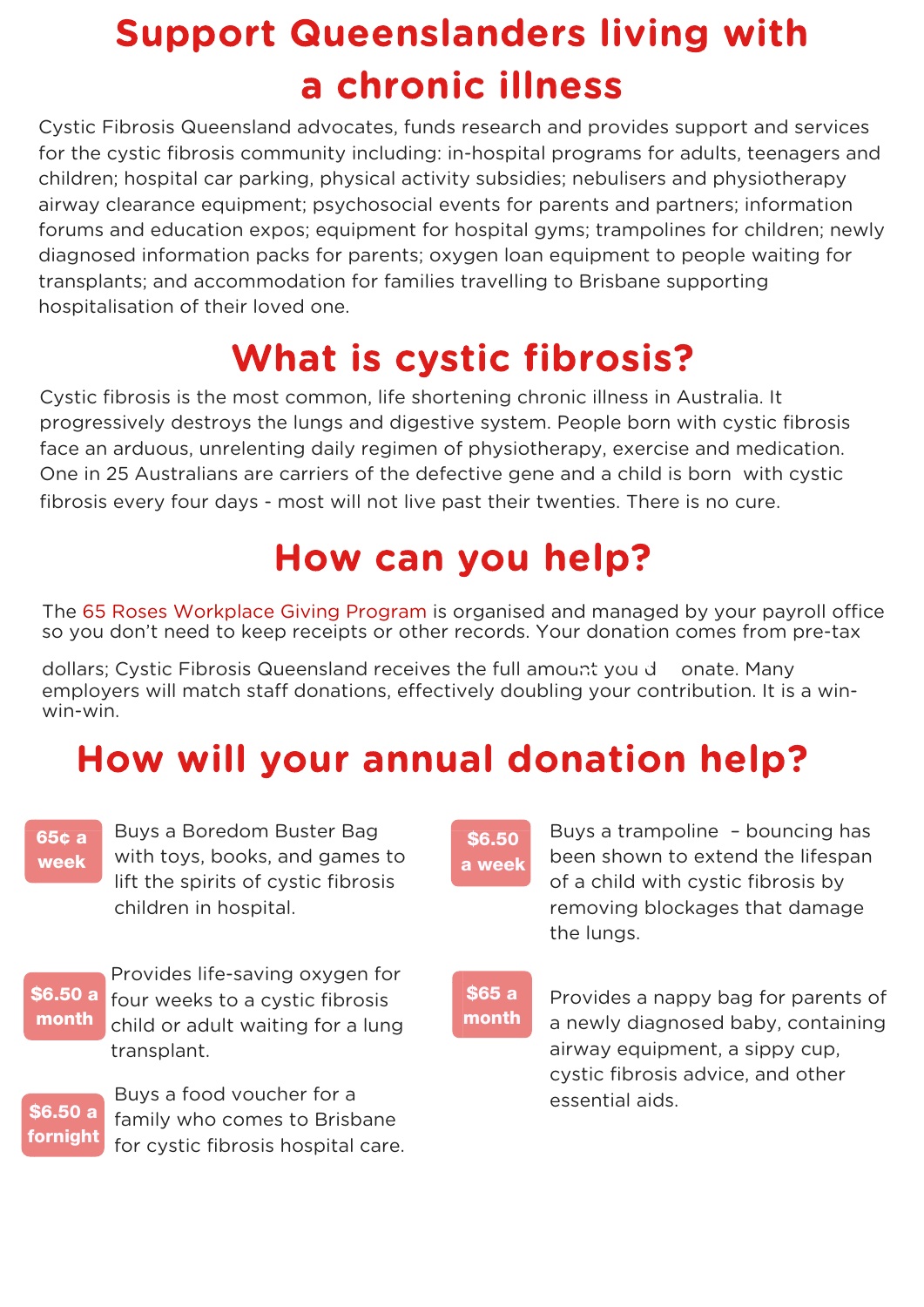# Support Queenslanders living with a chronic illness

Cystic Fibrosis Queensland advocates, funds research and provides support and services for the cystic fibrosis community including: in-hospital programs for adults, teenagers and children; hospital car parking, physical activity subsidies; nebulisers and physiotherapy airway clearance equipment; psychosocial events for parents and partners; information forums and education expos; equipment for hospital gyms; trampolines for children; newly diagnosed information packs for parents; oxygen loan equipment to people waiting for transplants; and accommodation for families travelling to Brisbane supporting hospitalisation of their loved one.

# What is cystic fibrosis?

Cystic fibrosis is the most common, life shortening chronic illness in Australia. It progressively destroys the lungs and digestive system. People born with cystic fibrosis face an arduous, unrelenting daily regimen of physiotherapy, exercise and medication. One in 25 Australians are carriers of the defective gene and a child is born with cystic fibrosis every four days - most will not live past their twenties. There is no cure.

# How can you help?

The 65 Roses Workplace Giving Program is organised and managed by your payroll office so you don't need to keep receipts or other records. Your donation comes from pre-tax dollars; Cystic Fibrosis Queensland receives the full amount you donate. Many employers will match staff donations, effectively doubling your contribution. It is a win-win-win.

# How will your annual donation help?

**65¢ a week** Buys a Boredom Buster Bag with toys, books, and games to lift the spirits of cystic fibrosis children in hospital.

**$6.50 a month** Provides life-saving oxygen for four weeks to a cystic fibrosis child or adult waiting for a lung transplant.

**$6.50 a fornight** Buys a food voucher for a family who comes to Brisbane for cystic fibrosis hospital care.

**$6.50 a week** Buys a trampoline – bouncing has been shown to extend the lifespan of a child with cystic fibrosis by removing blockages that damage the lungs.

**$65 a month** Provides a nappy bag for parents of a newly diagnosed baby, containing airway equipment, a sippy cup, cystic fibrosis advice, and other essential aids.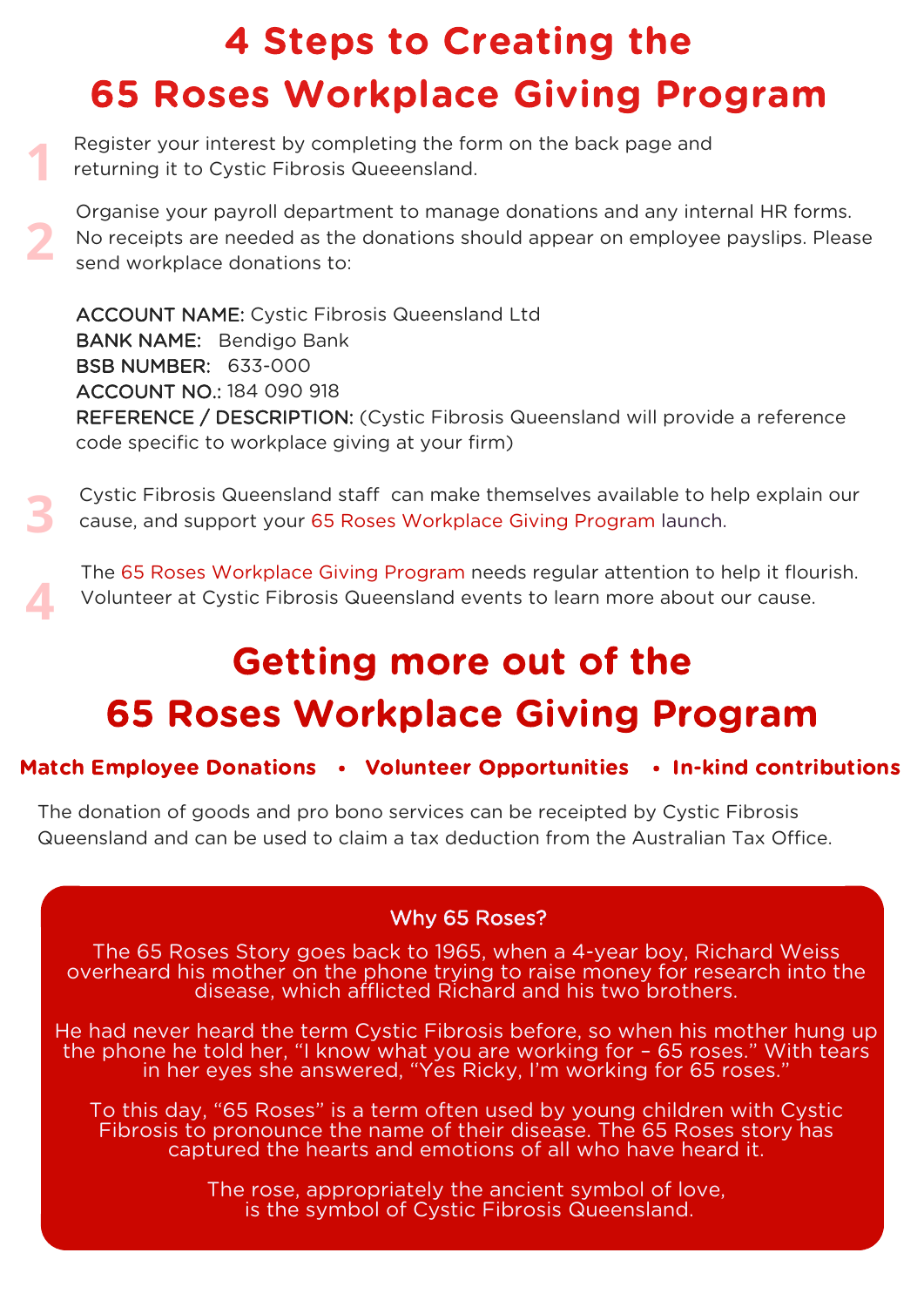# 4 Steps to Creating the 65 Roses Workplace Giving Program

1. Register your interest by completing the form on the back page and returning it to Cystic Fibrosis Quueensland.

2. Organise your payroll department to manage donations and any internal HR forms. No receipts are needed as the donations should appear on employee payslips. Please send workplace donations to:

   ACCOUNT NAME: Cystic Fibrosis Queensland Ltd
   BANK NAME: Bendigo Bank
   BSB NUMBER: 633-000
   ACCOUNT NO.: 184 090 918
   REFERENCE / DESCRIPTION: (Cystic Fibrosis Queensland will provide a reference code specific to workplace giving at your firm)

3. Cystic Fibrosis Queensland staff can make themselves available to help explain our cause, and support your 65 Roses Workplace Giving Program launch.

4. The 65 Roses Workplace Giving Program needs regular attention to help it flourish. Volunteer at Cystic Fibrosis Queensland events to learn more about our cause.

# Getting more out of the 65 Roses Workplace Giving Program

**Match Employee Donations • Volunteer Opportunities • In-kind contributions**

The donation of goods and pro bono services can be receipted by Cystic Fibrosis Queensland and can be used to claim a tax deduction from the Australian Tax Office.

## Why 65 Roses?

The 65 Roses Story goes back to 1965, when a 4-year boy, Richard Weiss overheard his mother on the phone trying to raise money for research into the disease, which afflicted Richard and his two brothers.

He had never heard the term Cystic Fibrosis before, so when his mother hung up the phone he told her, "I know what you are working for – 65 roses." With tears in her eyes she answered, "Yes Ricky, I'm working for 65 roses."

To this day, "65 Roses" is a term often used by young children with Cystic Fibrosis to pronounce the name of their disease. The 65 Roses story has captured the hearts and emotions of all who have heard it.

The rose, appropriately the ancient symbol of love, is the symbol of Cystic Fibrosis Queensland.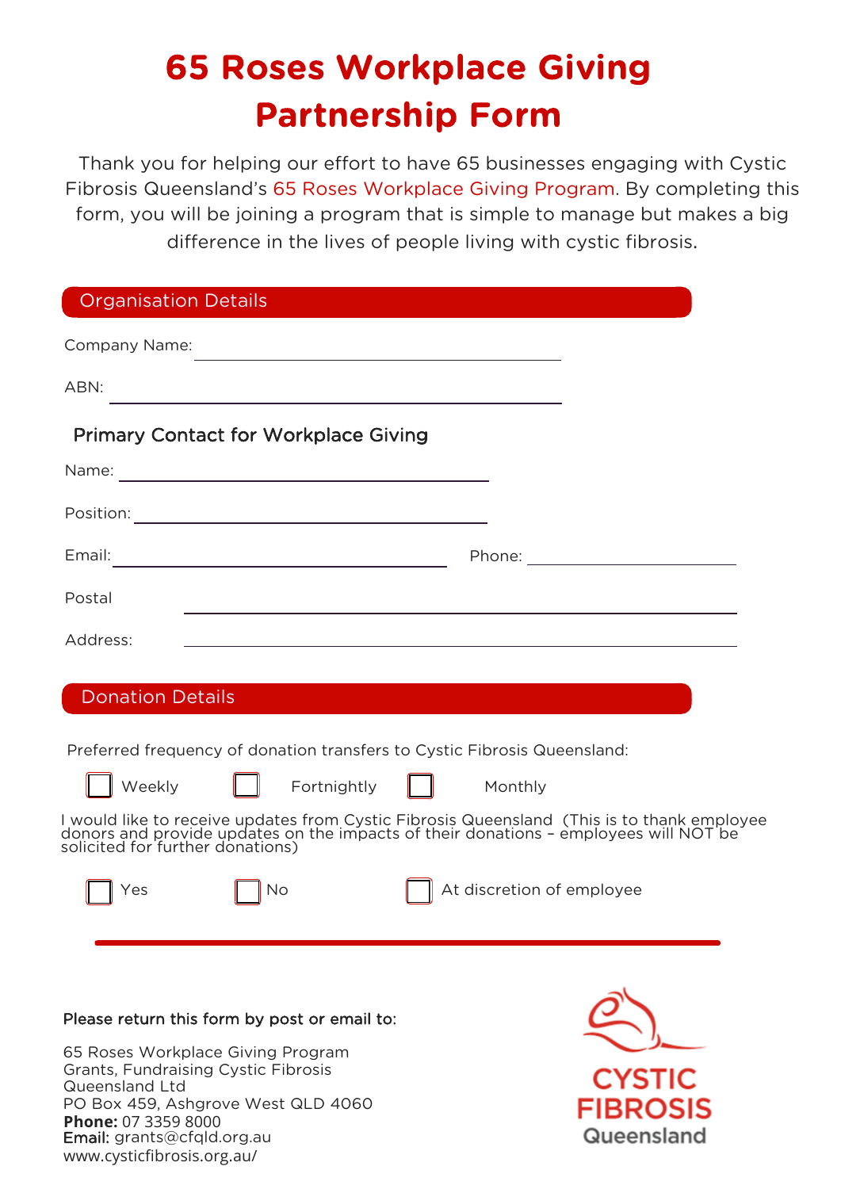# 65 Roses Workplace Giving Partnership Form

Thank you for helping our effort to have 65 businesses engaging with Cystic Fibrosis Queensland's 65 Roses Workplace Giving Program. By completing this form, you will be joining a program that is simple to manage but makes a big difference in the lives of people living with cystic fibrosis.

## Organisation Details

Company Name: ______________________________

ABN: ______________________________

### Primary Contact for Workplace Giving

Name: ______________________________

Position: ______________________________

Email: ______________________________ Phone: ____________________

Postal Address: ______________________________

______________________________

## Donation Details

Preferred frequency of donation transfers to Cystic Fibrosis Queensland:

☐ Weekly ☐ Fortnightly ☐ Monthly

I would like to receive updates from Cystic Fibrosis Queensland (This is to thank employee donors and provide updates on the impacts of their donations – employees will NOT be solicited for further donations)

☐ Yes ☐ No ☐ At discretion of employee

---

Please return this form by post or email to:

65 Roses Workplace Giving Program
Grants, Fundraising Cystic Fibrosis Queensland Ltd
PO Box 459, Ashgrove West QLD 4060
**Phone:** 07 3359 8000
**Email:** grants@cfqld.org.au
www.cysticfibrosis.org.au/

CYSTIC FIBROSIS Queensland